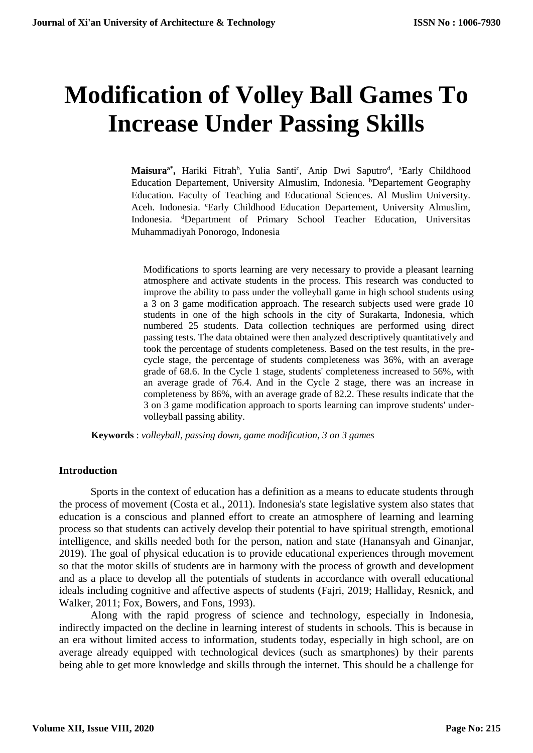# Modification of Volley Ball Games To Increase Under Passing Skills

**Maisura**[a*], Hariki Fitrah[b], Yulia Santi[c], Anip Dwi Saputro[d], [a]Early Childhood Education Departement, University Almuslim, Indonesia. [b]Departement Geography Education. Faculty of Teaching and Educational Sciences. Al Muslim University. Aceh. Indonesia. [c]Early Childhood Education Departement, University Almuslim, Indonesia. [d]Department of Primary School Teacher Education, Universitas Muhammadiyah Ponorogo, Indonesia

Modifications to sports learning are very necessary to provide a pleasant learning atmosphere and activate students in the process. This research was conducted to improve the ability to pass under the volleyball game in high school students using a 3 on 3 game modification approach. The research subjects used were grade 10 students in one of the high schools in the city of Surakarta, Indonesia, which numbered 25 students. Data collection techniques are performed using direct passing tests. The data obtained were then analyzed descriptively quantitatively and took the percentage of students completeness. Based on the test results, in the pre-cycle stage, the percentage of students completeness was 36%, with an average grade of 68.6. In the Cycle 1 stage, students' completeness increased to 56%, with an average grade of 76.4. And in the Cycle 2 stage, there was an increase in completeness by 86%, with an average grade of 82.2. These results indicate that the 3 on 3 game modification approach to sports learning can improve students' under-volleyball passing ability.

**Keywords** : *volleyball, passing down, game modification, 3 on 3 games*

## Introduction

Sports in the context of education has a definition as a means to educate students through the process of movement (Costa et al., 2011). Indonesia's state legislative system also states that education is a conscious and planned effort to create an atmosphere of learning and learning process so that students can actively develop their potential to have spiritual strength, emotional intelligence, and skills needed both for the person, nation and state (Hanansyah and Ginanjar, 2019). The goal of physical education is to provide educational experiences through movement so that the motor skills of students are in harmony with the process of growth and development and as a place to develop all the potentials of students in accordance with overall educational ideals including cognitive and affective aspects of students (Fajri, 2019; Halliday, Resnick, and Walker, 2011; Fox, Bowers, and Fons, 1993).

Along with the rapid progress of science and technology, especially in Indonesia, indirectly impacted on the decline in learning interest of students in schools. This is because in an era without limited access to information, students today, especially in high school, are on average already equipped with technological devices (such as smartphones) by their parents being able to get more knowledge and skills through the internet. This should be a challenge for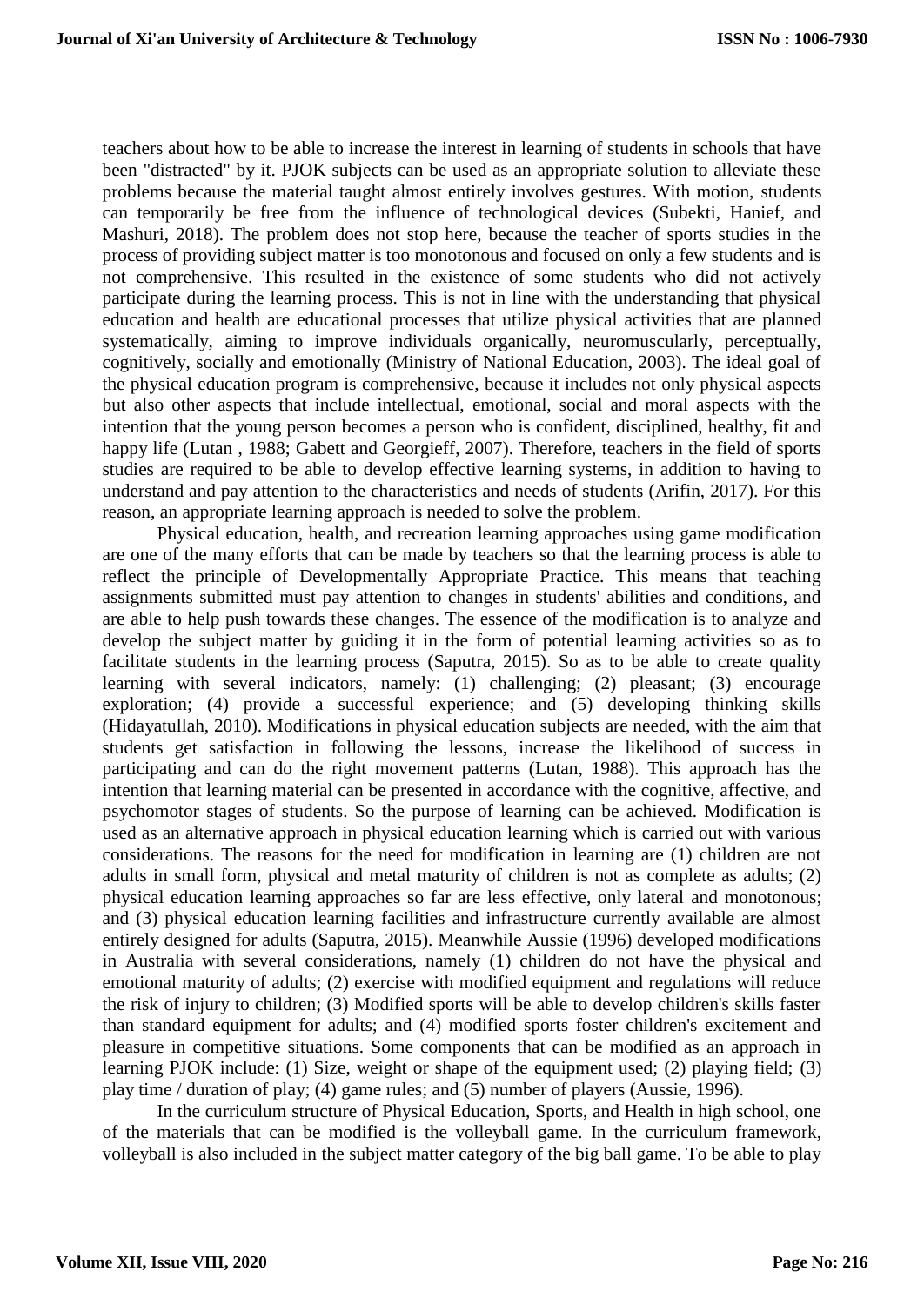teachers about how to be able to increase the interest in learning of students in schools that have been "distracted" by it. PJOK subjects can be used as an appropriate solution to alleviate these problems because the material taught almost entirely involves gestures. With motion, students can temporarily be free from the influence of technological devices (Subekti, Hanief, and Mashuri, 2018). The problem does not stop here, because the teacher of sports studies in the process of providing subject matter is too monotonous and focused on only a few students and is not comprehensive. This resulted in the existence of some students who did not actively participate during the learning process. This is not in line with the understanding that physical education and health are educational processes that utilize physical activities that are planned systematically, aiming to improve individuals organically, neuromuscularly, perceptually, cognitively, socially and emotionally (Ministry of National Education, 2003). The ideal goal of the physical education program is comprehensive, because it includes not only physical aspects but also other aspects that include intellectual, emotional, social and moral aspects with the intention that the young person becomes a person who is confident, disciplined, healthy, fit and happy life (Lutan , 1988; Gabett and Georgieff, 2007). Therefore, teachers in the field of sports studies are required to be able to develop effective learning systems, in addition to having to understand and pay attention to the characteristics and needs of students (Arifin, 2017). For this reason, an appropriate learning approach is needed to solve the problem.

Physical education, health, and recreation learning approaches using game modification are one of the many efforts that can be made by teachers so that the learning process is able to reflect the principle of Developmentally Appropriate Practice. This means that teaching assignments submitted must pay attention to changes in students' abilities and conditions, and are able to help push towards these changes. The essence of the modification is to analyze and develop the subject matter by guiding it in the form of potential learning activities so as to facilitate students in the learning process (Saputra, 2015). So as to be able to create quality learning with several indicators, namely: (1) challenging; (2) pleasant; (3) encourage exploration; (4) provide a successful experience; and (5) developing thinking skills (Hidayatullah, 2010). Modifications in physical education subjects are needed, with the aim that students get satisfaction in following the lessons, increase the likelihood of success in participating and can do the right movement patterns (Lutan, 1988). This approach has the intention that learning material can be presented in accordance with the cognitive, affective, and psychomotor stages of students. So the purpose of learning can be achieved. Modification is used as an alternative approach in physical education learning which is carried out with various considerations. The reasons for the need for modification in learning are (1) children are not adults in small form, physical and metal maturity of children is not as complete as adults; (2) physical education learning approaches so far are less effective, only lateral and monotonous; and (3) physical education learning facilities and infrastructure currently available are almost entirely designed for adults (Saputra, 2015). Meanwhile Aussie (1996) developed modifications in Australia with several considerations, namely (1) children do not have the physical and emotional maturity of adults; (2) exercise with modified equipment and regulations will reduce the risk of injury to children; (3) Modified sports will be able to develop children's skills faster than standard equipment for adults; and (4) modified sports foster children's excitement and pleasure in competitive situations. Some components that can be modified as an approach in learning PJOK include: (1) Size, weight or shape of the equipment used; (2) playing field; (3) play time / duration of play; (4) game rules; and (5) number of players (Aussie, 1996).

In the curriculum structure of Physical Education, Sports, and Health in high school, one of the materials that can be modified is the volleyball game. In the curriculum framework, volleyball is also included in the subject matter category of the big ball game. To be able to play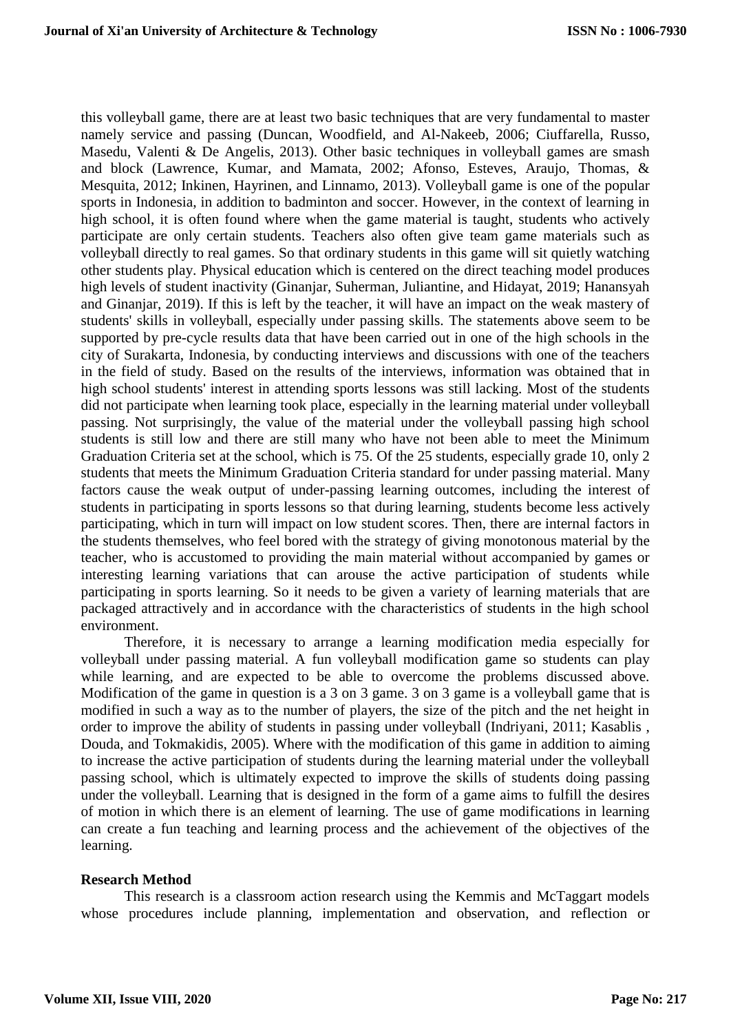this volleyball game, there are at least two basic techniques that are very fundamental to master namely service and passing (Duncan, Woodfield, and Al-Nakeeb, 2006; Ciuffarella, Russo, Masedu, Valenti & De Angelis, 2013). Other basic techniques in volleyball games are smash and block (Lawrence, Kumar, and Mamata, 2002; Afonso, Esteves, Araujo, Thomas, & Mesquita, 2012; Inkinen, Hayrinen, and Linnamo, 2013). Volleyball game is one of the popular sports in Indonesia, in addition to badminton and soccer. However, in the context of learning in high school, it is often found where when the game material is taught, students who actively participate are only certain students. Teachers also often give team game materials such as volleyball directly to real games. So that ordinary students in this game will sit quietly watching other students play. Physical education which is centered on the direct teaching model produces high levels of student inactivity (Ginanjar, Suherman, Juliantine, and Hidayat, 2019; Hanansyah and Ginanjar, 2019). If this is left by the teacher, it will have an impact on the weak mastery of students' skills in volleyball, especially under passing skills. The statements above seem to be supported by pre-cycle results data that have been carried out in one of the high schools in the city of Surakarta, Indonesia, by conducting interviews and discussions with one of the teachers in the field of study. Based on the results of the interviews, information was obtained that in high school students' interest in attending sports lessons was still lacking. Most of the students did not participate when learning took place, especially in the learning material under volleyball passing. Not surprisingly, the value of the material under the volleyball passing high school students is still low and there are still many who have not been able to meet the Minimum Graduation Criteria set at the school, which is 75. Of the 25 students, especially grade 10, only 2 students that meets the Minimum Graduation Criteria standard for under passing material. Many factors cause the weak output of under-passing learning outcomes, including the interest of students in participating in sports lessons so that during learning, students become less actively participating, which in turn will impact on low student scores. Then, there are internal factors in the students themselves, who feel bored with the strategy of giving monotonous material by the teacher, who is accustomed to providing the main material without accompanied by games or interesting learning variations that can arouse the active participation of students while participating in sports learning. So it needs to be given a variety of learning materials that are packaged attractively and in accordance with the characteristics of students in the high school environment.

Therefore, it is necessary to arrange a learning modification media especially for volleyball under passing material. A fun volleyball modification game so students can play while learning, and are expected to be able to overcome the problems discussed above. Modification of the game in question is a 3 on 3 game. 3 on 3 game is a volleyball game that is modified in such a way as to the number of players, the size of the pitch and the net height in order to improve the ability of students in passing under volleyball (Indriyani, 2011; Kasablis , Douda, and Tokmakidis, 2005). Where with the modification of this game in addition to aiming to increase the active participation of students during the learning material under the volleyball passing school, which is ultimately expected to improve the skills of students doing passing under the volleyball. Learning that is designed in the form of a game aims to fulfill the desires of motion in which there is an element of learning. The use of game modifications in learning can create a fun teaching and learning process and the achievement of the objectives of the learning.

## Research Method

This research is a classroom action research using the Kemmis and McTaggart models whose procedures include planning, implementation and observation, and reflection or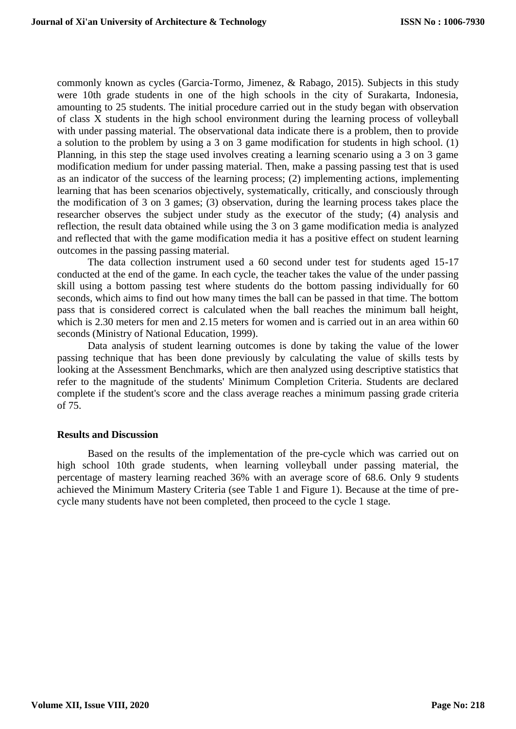commonly known as cycles (Garcia-Tormo, Jimenez, & Rabago, 2015). Subjects in this study were 10th grade students in one of the high schools in the city of Surakarta, Indonesia, amounting to 25 students. The initial procedure carried out in the study began with observation of class X students in the high school environment during the learning process of volleyball with under passing material. The observational data indicate there is a problem, then to provide a solution to the problem by using a 3 on 3 game modification for students in high school. (1) Planning, in this step the stage used involves creating a learning scenario using a 3 on 3 game modification medium for under passing material. Then, make a passing passing test that is used as an indicator of the success of the learning process; (2) implementing actions, implementing learning that has been scenarios objectively, systematically, critically, and consciously through the modification of 3 on 3 games; (3) observation, during the learning process takes place the researcher observes the subject under study as the executor of the study; (4) analysis and reflection, the result data obtained while using the 3 on 3 game modification media is analyzed and reflected that with the game modification media it has a positive effect on student learning outcomes in the passing passing material.

The data collection instrument used a 60 second under test for students aged 15-17 conducted at the end of the game. In each cycle, the teacher takes the value of the under passing skill using a bottom passing test where students do the bottom passing individually for 60 seconds, which aims to find out how many times the ball can be passed in that time. The bottom pass that is considered correct is calculated when the ball reaches the minimum ball height, which is 2.30 meters for men and 2.15 meters for women and is carried out in an area within 60 seconds (Ministry of National Education, 1999).

Data analysis of student learning outcomes is done by taking the value of the lower passing technique that has been done previously by calculating the value of skills tests by looking at the Assessment Benchmarks, which are then analyzed using descriptive statistics that refer to the magnitude of the students' Minimum Completion Criteria. Students are declared complete if the student's score and the class average reaches a minimum passing grade criteria of 75.

## Results and Discussion

Based on the results of the implementation of the pre-cycle which was carried out on high school 10th grade students, when learning volleyball under passing material, the percentage of mastery learning reached 36% with an average score of 68.6. Only 9 students achieved the Minimum Mastery Criteria (see Table 1 and Figure 1). Because at the time of pre-cycle many students have not been completed, then proceed to the cycle 1 stage.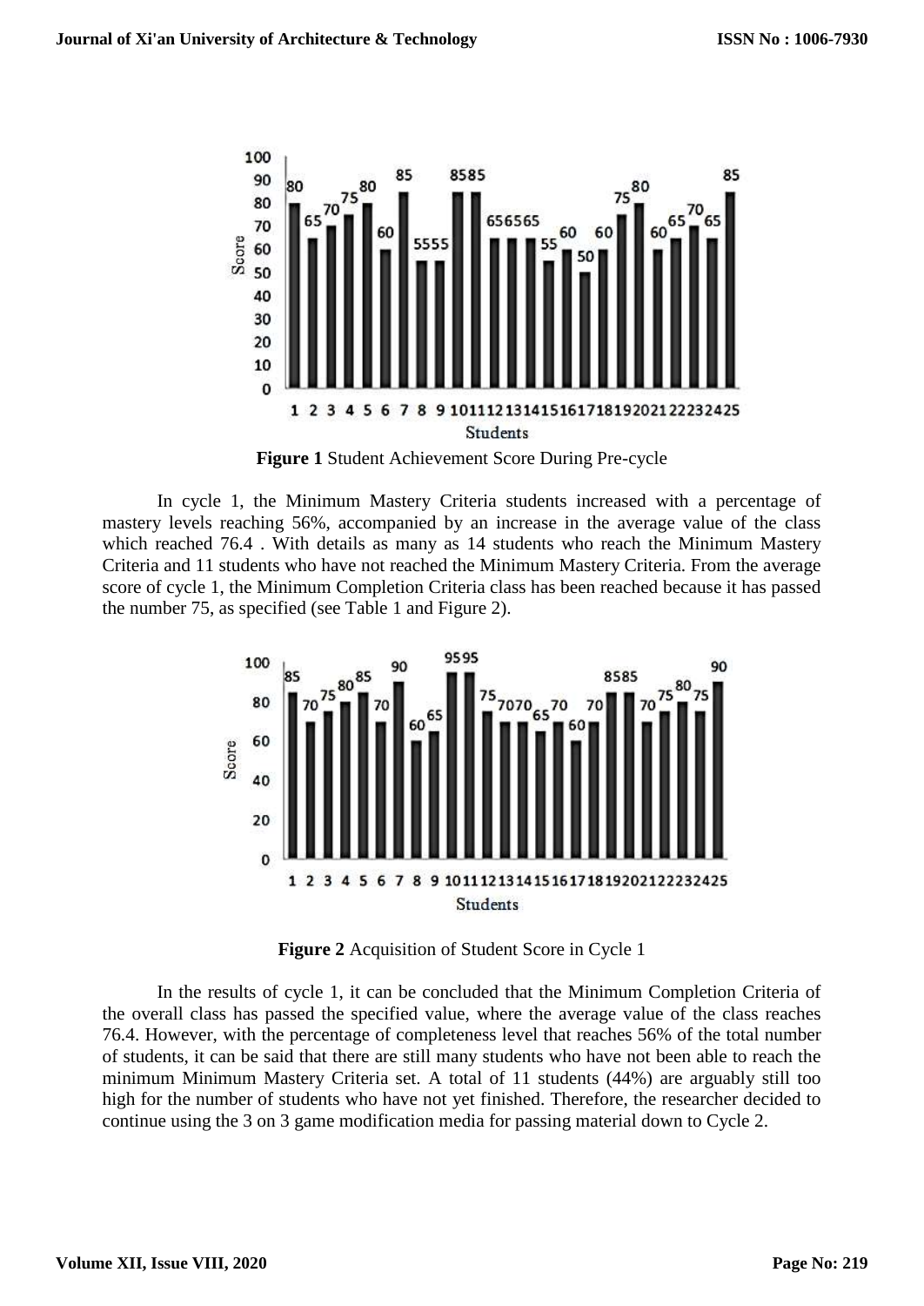**Figure 1** Student Achievement Score During Pre-cycle

In cycle 1, the Minimum Mastery Criteria students increased with a percentage of mastery levels reaching 56%, accompanied by an increase in the average value of the class which reached 76.4 . With details as many as 14 students who reach the Minimum Mastery Criteria and 11 students who have not reached the Minimum Mastery Criteria. From the average score of cycle 1, the Minimum Completion Criteria class has been reached because it has passed the number 75, as specified (see Table 1 and Figure 2).

**Figure 2** Acquisition of Student Score in Cycle 1

In the results of cycle 1, it can be concluded that the Minimum Completion Criteria of the overall class has passed the specified value, where the average value of the class reaches 76.4. However, with the percentage of completeness level that reaches 56% of the total number of students, it can be said that there are still many students who have not been able to reach the minimum Minimum Mastery Criteria set. A total of 11 students (44%) are arguably still too high for the number of students who have not yet finished. Therefore, the researcher decided to continue using the 3 on 3 game modification media for passing material down to Cycle 2.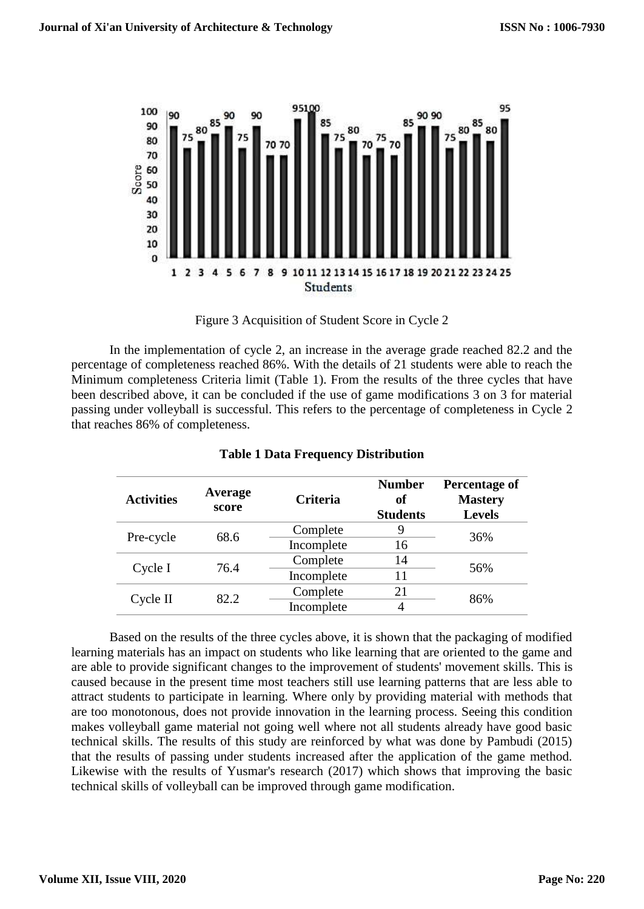Figure 3 Acquisition of Student Score in Cycle 2

In the implementation of cycle 2, an increase in the average grade reached 82.2 and the percentage of completeness reached 86%. With the details of 21 students were able to reach the Minimum completeness Criteria limit (Table 1). From the results of the three cycles that have been described above, it can be concluded if the use of game modifications 3 on 3 for material passing under volleyball is successful. This refers to the percentage of completeness in Cycle 2 that reaches 86% of completeness.

**Table 1 Data Frequency Distribution**

| Activities | Average score | Criteria | Number of Students | Percentage of Mastery Levels |
|---|---|---|---|---|
| Pre-cycle | 68.6 | Complete | 9 | 36% |
| | | Incomplete | 16 | |
| Cycle I | 76.4 | Complete | 14 | 56% |
| | | Incomplete | 11 | |
| Cycle II | 82.2 | Complete | 21 | 86% |
| | | Incomplete | 4 | |

Based on the results of the three cycles above, it is shown that the packaging of modified learning materials has an impact on students who like learning that are oriented to the game and are able to provide significant changes to the improvement of students' movement skills. This is caused because in the present time most teachers still use learning patterns that are less able to attract students to participate in learning. Where only by providing material with methods that are too monotonous, does not provide innovation in the learning process. Seeing this condition makes volleyball game material not going well where not all students already have good basic technical skills. The results of this study are reinforced by what was done by Pambudi (2015) that the results of passing under students increased after the application of the game method. Likewise with the results of Yusmar's research (2017) which shows that improving the basic technical skills of volleyball can be improved through game modification.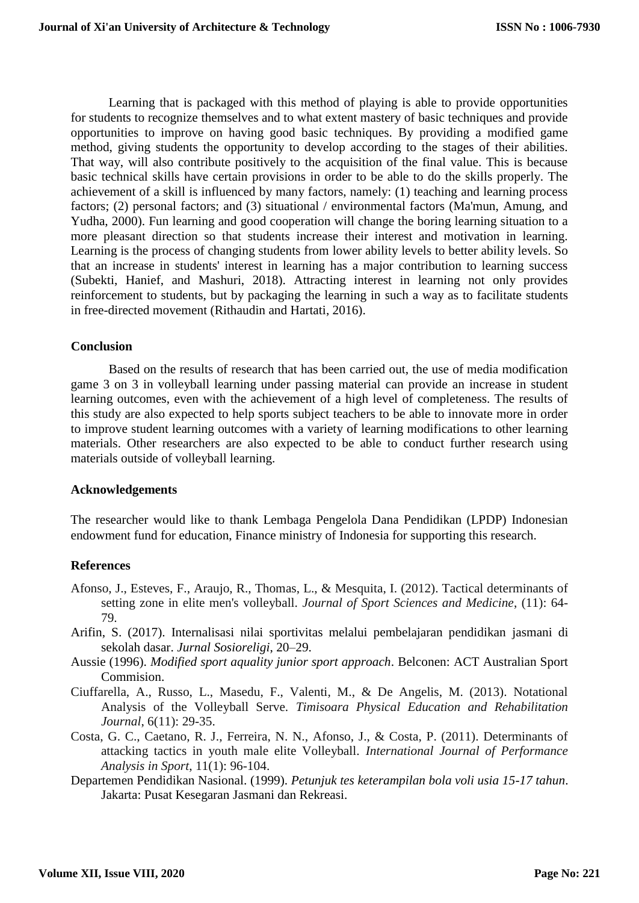Learning that is packaged with this method of playing is able to provide opportunities for students to recognize themselves and to what extent mastery of basic techniques and provide opportunities to improve on having good basic techniques. By providing a modified game method, giving students the opportunity to develop according to the stages of their abilities. That way, will also contribute positively to the acquisition of the final value. This is because basic technical skills have certain provisions in order to be able to do the skills properly. The achievement of a skill is influenced by many factors, namely: (1) teaching and learning process factors; (2) personal factors; and (3) situational / environmental factors (Ma'mun, Amung, and Yudha, 2000). Fun learning and good cooperation will change the boring learning situation to a more pleasant direction so that students increase their interest and motivation in learning. Learning is the process of changing students from lower ability levels to better ability levels. So that an increase in students' interest in learning has a major contribution to learning success (Subekti, Hanief, and Mashuri, 2018). Attracting interest in learning not only provides reinforcement to students, but by packaging the learning in such a way as to facilitate students in free-directed movement (Rithaudin and Hartati, 2016).

## Conclusion

Based on the results of research that has been carried out, the use of media modification game 3 on 3 in volleyball learning under passing material can provide an increase in student learning outcomes, even with the achievement of a high level of completeness. The results of this study are also expected to help sports subject teachers to be able to innovate more in order to improve student learning outcomes with a variety of learning modifications to other learning materials. Other researchers are also expected to be able to conduct further research using materials outside of volleyball learning.

## Acknowledgements

The researcher would like to thank Lembaga Pengelola Dana Pendidikan (LPDP) Indonesian endowment fund for education, Finance ministry of Indonesia for supporting this research.

## References

Afonso, J., Esteves, F., Araujo, R., Thomas, L., & Mesquita, I. (2012). Tactical determinants of setting zone in elite men's volleyball. *Journal of Sport Sciences and Medicine*, (11): 64-79.

Arifin, S. (2017). Internalisasi nilai sportivitas melalui pembelajaran pendidikan jasmani di sekolah dasar. *Jurnal Sosioreligi*, 20–29.

Aussie (1996). *Modified sport aquality junior sport approach*. Belconen: ACT Australian Sport Commision.

Ciuffarella, A., Russo, L., Masedu, F., Valenti, M., & De Angelis, M. (2013). Notational Analysis of the Volleyball Serve. *Timisoara Physical Education and Rehabilitation Journal*, 6(11): 29-35.

Costa, G. C., Caetano, R. J., Ferreira, N. N., Afonso, J., & Costa, P. (2011). Determinants of attacking tactics in youth male elite Volleyball. *International Journal of Performance Analysis in Sport*, 11(1): 96-104.

Departemen Pendidikan Nasional. (1999). *Petunjuk tes keterampilan bola voli usia 15-17 tahun*. Jakarta: Pusat Kesegaran Jasmani dan Rekreasi.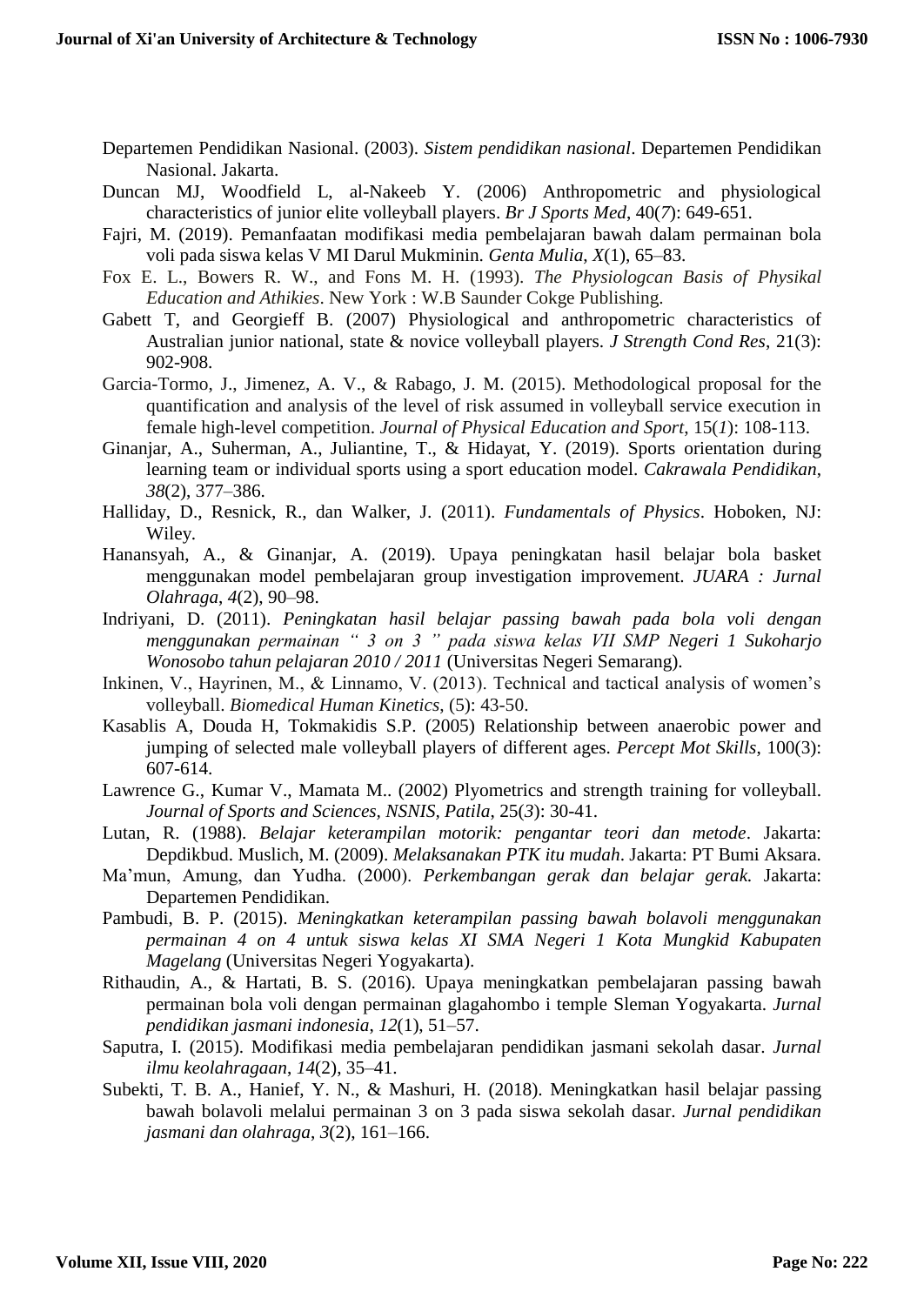Departemen Pendidikan Nasional. (2003). *Sistem pendidikan nasional*. Departemen Pendidikan Nasional. Jakarta.

Duncan MJ, Woodfield L, al-Nakeeb Y. (2006) Anthropometric and physiological characteristics of junior elite volleyball players. *Br J Sports Med*, 40(*7*): 649-651.

Fajri, M. (2019). Pemanfaatan modifikasi media pembelajaran bawah dalam permainan bola voli pada siswa kelas V MI Darul Mukminin. *Genta Mulia*, *X*(1), 65–83.

Fox E. L., Bowers R. W., and Fons M. H. (1993). *The Physiologcan Basis of Physikal Education and Athikies*. New York : W.B Saunder Cokge Publishing.

Gabett T, and Georgieff B. (2007) Physiological and anthropometric characteristics of Australian junior national, state & novice volleyball players. *J Strength Cond Res*, 21(3): 902-908.

Garcia-Tormo, J., Jimenez, A. V., & Rabago, J. M. (2015). Methodological proposal for the quantification and analysis of the level of risk assumed in volleyball service execution in female high-level competition. *Journal of Physical Education and Sport*, 15(*1*): 108-113.

Ginanjar, A., Suherman, A., Juliantine, T., & Hidayat, Y. (2019). Sports orientation during learning team or individual sports using a sport education model. *Cakrawala Pendidikan*, *38*(2), 377–386.

Halliday, D., Resnick, R., dan Walker, J. (2011). *Fundamentals of Physics*. Hoboken, NJ: Wiley.

Hanansyah, A., & Ginanjar, A. (2019). Upaya peningkatan hasil belajar bola basket menggunakan model pembelajaran group investigation improvement. *JUARA : Jurnal Olahraga*, *4*(2), 90–98.

Indriyani, D. (2011). *Peningkatan hasil belajar passing bawah pada bola voli dengan menggunakan permainan " 3 on 3 " pada siswa kelas VII SMP Negeri 1 Sukoharjo Wonosobo tahun pelajaran 2010 / 2011* (Universitas Negeri Semarang).

Inkinen, V., Hayrinen, M., & Linnamo, V. (2013). Technical and tactical analysis of women's volleyball. *Biomedical Human Kinetics*, (5): 43-50.

Kasablis A, Douda H, Tokmakidis S.P. (2005) Relationship between anaerobic power and jumping of selected male volleyball players of different ages. *Percept Mot Skills*, 100(3): 607-614.

Lawrence G., Kumar V., Mamata M.. (2002) Plyometrics and strength training for volleyball. *Journal of Sports and Sciences, NSNIS, Patila*, 25(*3*): 30-41.

Lutan, R. (1988). *Belajar keterampilan motorik: pengantar teori dan metode*. Jakarta: Depdikbud. Muslich, M. (2009). *Melaksanakan PTK itu mudah*. Jakarta: PT Bumi Aksara.

Ma'mun, Amung, dan Yudha. (2000). *Perkembangan gerak dan belajar gerak.* Jakarta: Departemen Pendidikan.

Pambudi, B. P. (2015). *Meningkatkan keterampilan passing bawah bolavoli menggunakan permainan 4 on 4 untuk siswa kelas XI SMA Negeri 1 Kota Mungkid Kabupaten Magelang* (Universitas Negeri Yogyakarta).

Rithaudin, A., & Hartati, B. S. (2016). Upaya meningkatkan pembelajaran passing bawah permainan bola voli dengan permainan glagahombo i temple Sleman Yogyakarta. *Jurnal pendidikan jasmani indonesia*, *12*(1), 51–57.

Saputra, I. (2015). Modifikasi media pembelajaran pendidikan jasmani sekolah dasar. *Jurnal ilmu keolahragaan*, *14*(2), 35–41.

Subekti, T. B. A., Hanief, Y. N., & Mashuri, H. (2018). Meningkatkan hasil belajar passing bawah bolavoli melalui permainan 3 on 3 pada siswa sekolah dasar. *Jurnal pendidikan jasmani dan olahraga*, *3*(2), 161–166.